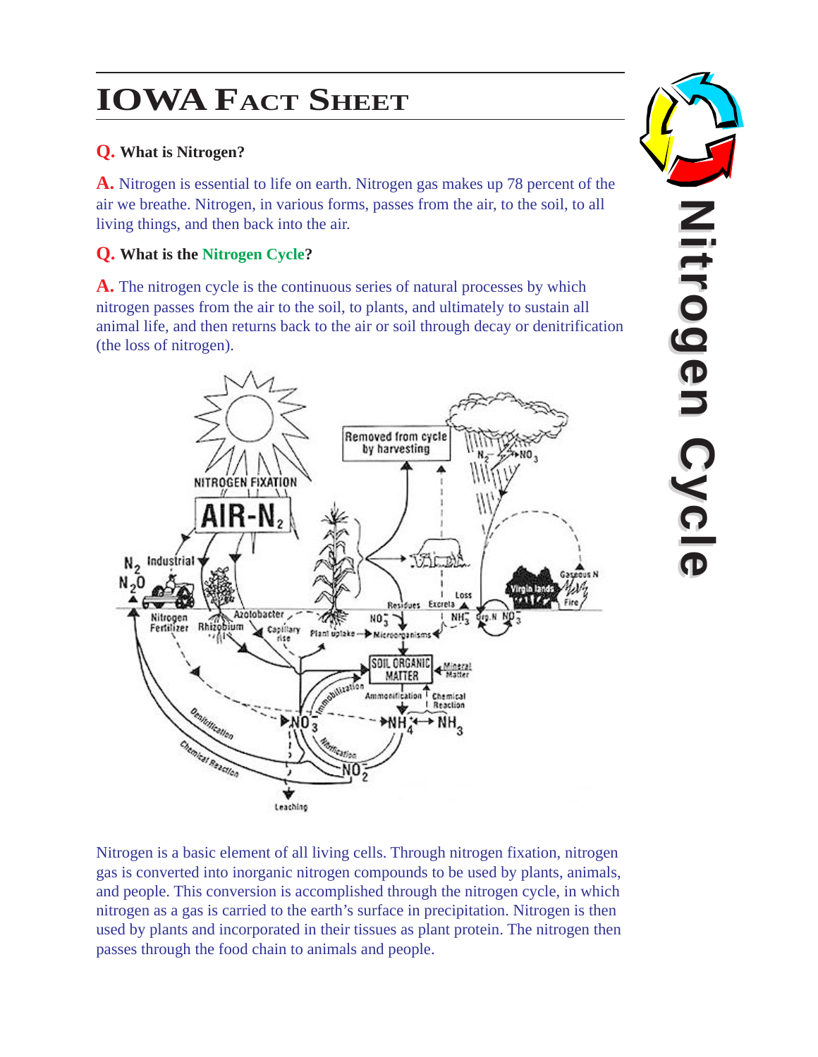# IOWA FACT SHEET

## Nitrogen Cycle

**Q. What is Nitrogen?**

**A.** Nitrogen is essential to life on earth. Nitrogen gas makes up 78 percent of the air we breathe. Nitrogen, in various forms, passes from the air, to the soil, to all living things, and then back into the air.

**Q. What is the Nitrogen Cycle?**

**A.** The nitrogen cycle is the continuous series of natural processes by which nitrogen passes from the air to the soil, to plants, and ultimately to sustain all animal life, and then returns back to the air or soil through decay or denitrification (the loss of nitrogen).

Nitrogen is a basic element of all living cells. Through nitrogen fixation, nitrogen gas is converted into inorganic nitrogen compounds to be used by plants, animals, and people. This conversion is accomplished through the nitrogen cycle, in which nitrogen as a gas is carried to the earth's surface in precipitation. Nitrogen is then used by plants and incorporated in their tissues as plant protein. The nitrogen then passes through the food chain to animals and people.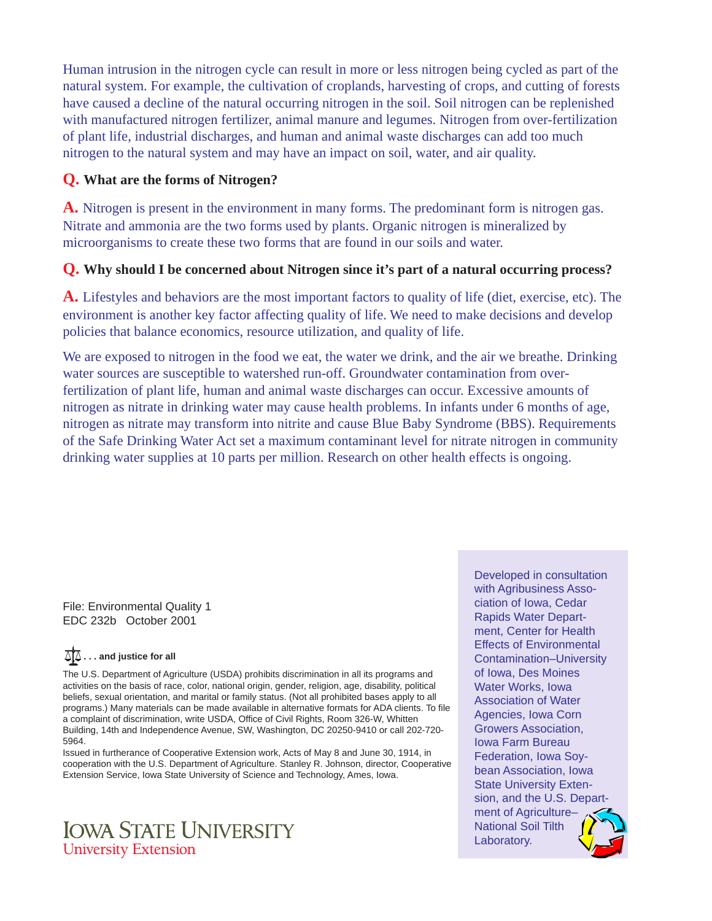Human intrusion in the nitrogen cycle can result in more or less nitrogen being cycled as part of the natural system. For example, the cultivation of croplands, harvesting of crops, and cutting of forests have caused a decline of the natural occurring nitrogen in the soil. Soil nitrogen can be replenished with manufactured nitrogen fertilizer, animal manure and legumes. Nitrogen from over-fertilization of plant life, industrial discharges, and human and animal waste discharges can add too much nitrogen to the natural system and may have an impact on soil, water, and air quality.

**Q. What are the forms of Nitrogen?**

**A.** Nitrogen is present in the environment in many forms. The predominant form is nitrogen gas. Nitrate and ammonia are the two forms used by plants. Organic nitrogen is mineralized by microorganisms to create these two forms that are found in our soils and water.

**Q. Why should I be concerned about Nitrogen since it's part of a natural occurring process?**

**A.** Lifestyles and behaviors are the most important factors to quality of life (diet, exercise, etc). The environment is another key factor affecting quality of life. We need to make decisions and develop policies that balance economics, resource utilization, and quality of life.

We are exposed to nitrogen in the food we eat, the water we drink, and the air we breathe. Drinking water sources are susceptible to watershed run-off. Groundwater contamination from over-fertilization of plant life, human and animal waste discharges can occur. Excessive amounts of nitrogen as nitrate in drinking water may cause health problems. In infants under 6 months of age, nitrogen as nitrate may transform into nitrite and cause Blue Baby Syndrome (BBS). Requirements of the Safe Drinking Water Act set a maximum contaminant level for nitrate nitrogen in community drinking water supplies at 10 parts per million. Research on other health effects is ongoing.

File: Environmental Quality 1
EDC 232b October 2001

**. . . and justice for all**

The U.S. Department of Agriculture (USDA) prohibits discrimination in all its programs and activities on the basis of race, color, national origin, gender, religion, age, disability, political beliefs, sexual orientation, and marital or family status. (Not all prohibited bases apply to all programs.) Many materials can be made available in alternative formats for ADA clients. To file a complaint of discrimination, write USDA, Office of Civil Rights, Room 326-W, Whitten Building, 14th and Independence Avenue, SW, Washington, DC 20250-9410 or call 202-720-5964.

Issued in furtherance of Cooperative Extension work, Acts of May 8 and June 30, 1914, in cooperation with the U.S. Department of Agriculture. Stanley R. Johnson, director, Cooperative Extension Service, Iowa State University of Science and Technology, Ames, Iowa.

IOWA STATE UNIVERSITY
University Extension

Developed in consultation with Agribusiness Association of Iowa, Cedar Rapids Water Department, Center for Health Effects of Environmental Contamination–University of Iowa, Des Moines Water Works, Iowa Association of Water Agencies, Iowa Corn Growers Association, Iowa Farm Bureau Federation, Iowa Soybean Association, Iowa State University Extension, and the U.S. Department of Agriculture–National Soil Tilth Laboratory.